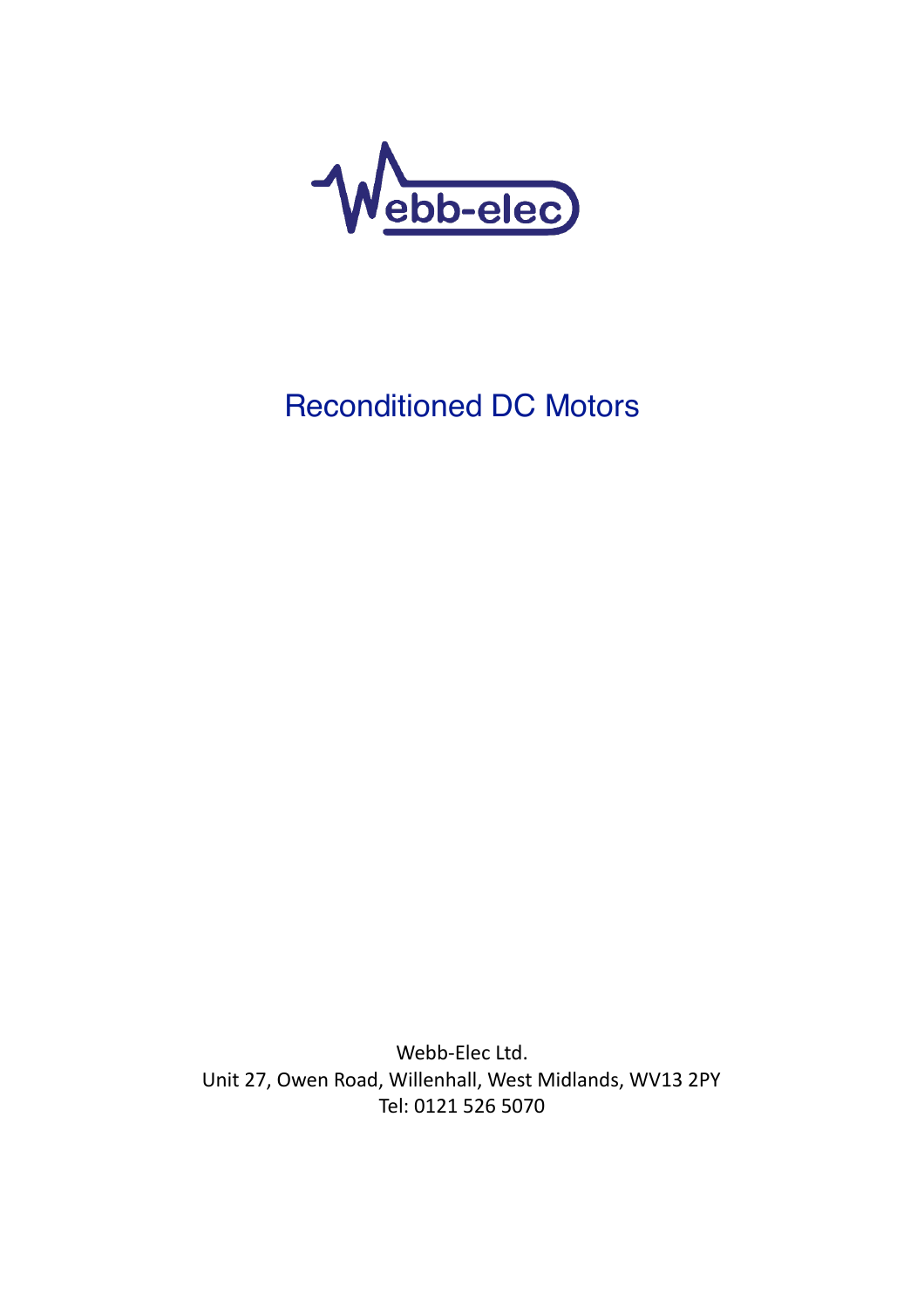Webb-elec

# Reconditioned DC Motors

Webb-Elec Ltd.
Unit 27, Owen Road, Willenhall, West Midlands, WV13 2PY
Tel: 0121 526 5070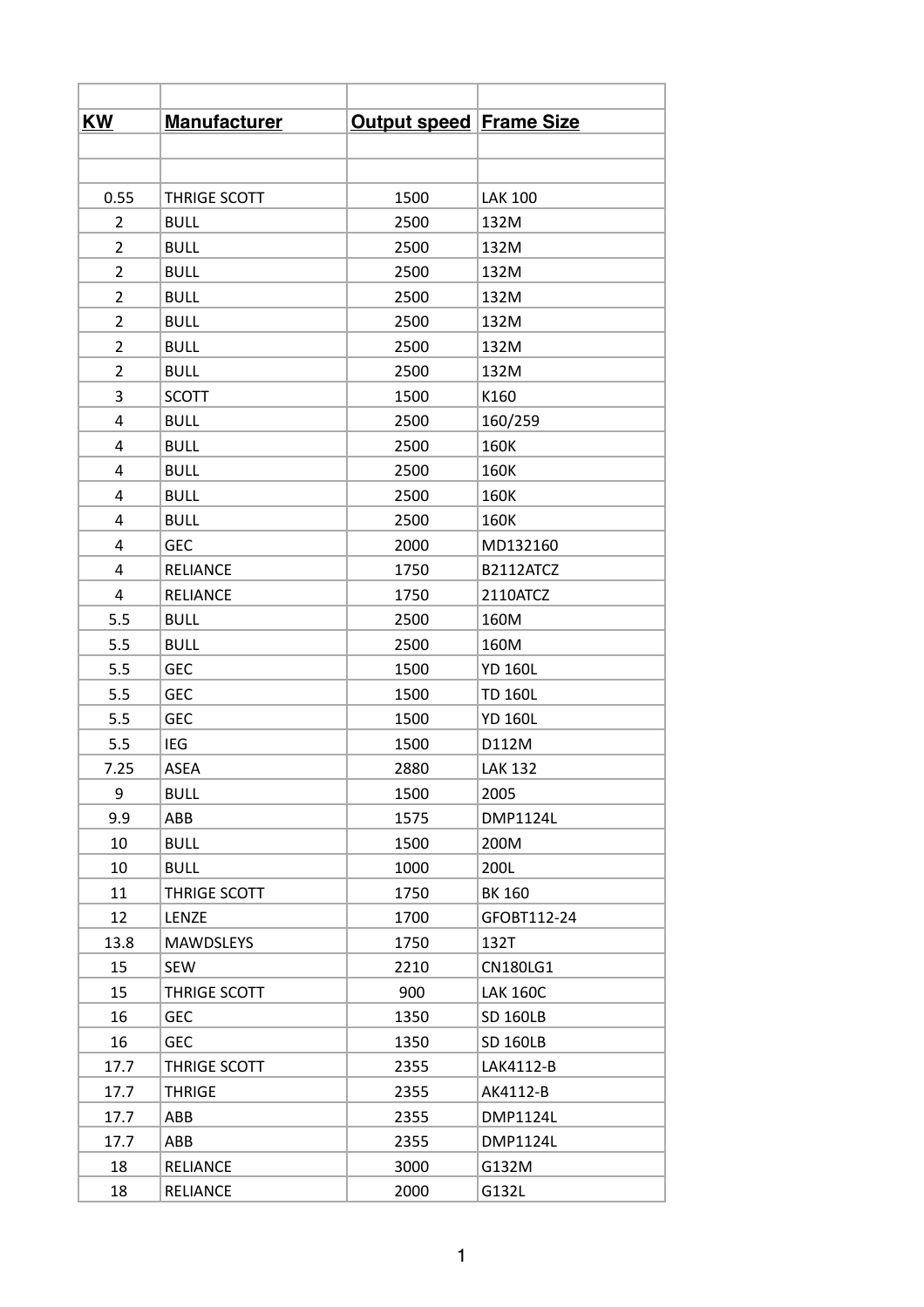| | | | |
|---|---|---|---|
| **KW** | **Manufacturer** | **Output speed** | **Frame Size** |
| | | | |
| | | | |
| 0.55 | THRIGE SCOTT | 1500 | LAK 100 |
| 2 | BULL | 2500 | 132M |
| 2 | BULL | 2500 | 132M |
| 2 | BULL | 2500 | 132M |
| 2 | BULL | 2500 | 132M |
| 2 | BULL | 2500 | 132M |
| 2 | BULL | 2500 | 132M |
| 2 | BULL | 2500 | 132M |
| 3 | SCOTT | 1500 | K160 |
| 4 | BULL | 2500 | 160/259 |
| 4 | BULL | 2500 | 160K |
| 4 | BULL | 2500 | 160K |
| 4 | BULL | 2500 | 160K |
| 4 | BULL | 2500 | 160K |
| 4 | GEC | 2000 | MD132160 |
| 4 | RELIANCE | 1750 | B2112ATCZ |
| 4 | RELIANCE | 1750 | 2110ATCZ |
| 5.5 | BULL | 2500 | 160M |
| 5.5 | BULL | 2500 | 160M |
| 5.5 | GEC | 1500 | YD 160L |
| 5.5 | GEC | 1500 | TD 160L |
| 5.5 | GEC | 1500 | YD 160L |
| 5.5 | IEG | 1500 | D112M |
| 7.25 | ASEA | 2880 | LAK 132 |
| 9 | BULL | 1500 | 2005 |
| 9.9 | ABB | 1575 | DMP1124L |
| 10 | BULL | 1500 | 200M |
| 10 | BULL | 1000 | 200L |
| 11 | THRIGE SCOTT | 1750 | BK 160 |
| 12 | LENZE | 1700 | GFOBT112-24 |
| 13.8 | MAWDSLEYS | 1750 | 132T |
| 15 | SEW | 2210 | CN180LG1 |
| 15 | THRIGE SCOTT | 900 | LAK 160C |
| 16 | GEC | 1350 | SD 160LB |
| 16 | GEC | 1350 | SD 160LB |
| 17.7 | THRIGE SCOTT | 2355 | LAK4112-B |
| 17.7 | THRIGE | 2355 | AK4112-B |
| 17.7 | ABB | 2355 | DMP1124L |
| 17.7 | ABB | 2355 | DMP1124L |
| 18 | RELIANCE | 3000 | G132M |
| 18 | RELIANCE | 2000 | G132L |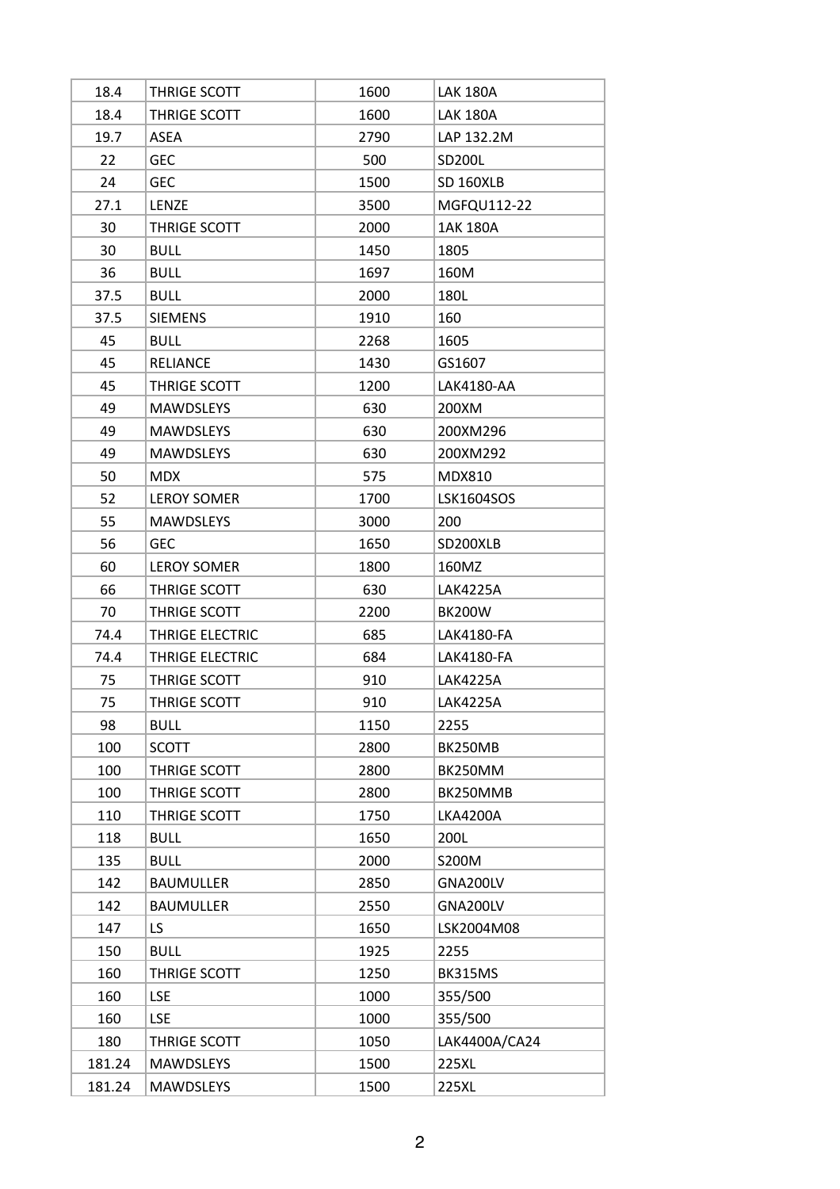| | | | |
|---|---|---|---|
| 18.4 | THRIGE SCOTT | 1600 | LAK 180A |
| 18.4 | THRIGE SCOTT | 1600 | LAK 180A |
| 19.7 | ASEA | 2790 | LAP 132.2M |
| 22 | GEC | 500 | SD200L |
| 24 | GEC | 1500 | SD 160XLB |
| 27.1 | LENZE | 3500 | MGFQU112-22 |
| 30 | THRIGE SCOTT | 2000 | 1AK 180A |
| 30 | BULL | 1450 | 1805 |
| 36 | BULL | 1697 | 160M |
| 37.5 | BULL | 2000 | 180L |
| 37.5 | SIEMENS | 1910 | 160 |
| 45 | BULL | 2268 | 1605 |
| 45 | RELIANCE | 1430 | GS1607 |
| 45 | THRIGE SCOTT | 1200 | LAK4180-AA |
| 49 | MAWDSLEYS | 630 | 200XM |
| 49 | MAWDSLEYS | 630 | 200XM296 |
| 49 | MAWDSLEYS | 630 | 200XM292 |
| 50 | MDX | 575 | MDX810 |
| 52 | LEROY SOMER | 1700 | LSK1604SOS |
| 55 | MAWDSLEYS | 3000 | 200 |
| 56 | GEC | 1650 | SD200XLB |
| 60 | LEROY SOMER | 1800 | 160MZ |
| 66 | THRIGE SCOTT | 630 | LAK4225A |
| 70 | THRIGE SCOTT | 2200 | BK200W |
| 74.4 | THRIGE ELECTRIC | 685 | LAK4180-FA |
| 74.4 | THRIGE ELECTRIC | 684 | LAK4180-FA |
| 75 | THRIGE SCOTT | 910 | LAK4225A |
| 75 | THRIGE SCOTT | 910 | LAK4225A |
| 98 | BULL | 1150 | 2255 |
| 100 | SCOTT | 2800 | BK250MB |
| 100 | THRIGE SCOTT | 2800 | BK250MM |
| 100 | THRIGE SCOTT | 2800 | BK250MMB |
| 110 | THRIGE SCOTT | 1750 | LKA4200A |
| 118 | BULL | 1650 | 200L |
| 135 | BULL | 2000 | S200M |
| 142 | BAUMULLER | 2850 | GNA200LV |
| 142 | BAUMULLER | 2550 | GNA200LV |
| 147 | LS | 1650 | LSK2004M08 |
| 150 | BULL | 1925 | 2255 |
| 160 | THRIGE SCOTT | 1250 | BK315MS |
| 160 | LSE | 1000 | 355/500 |
| 160 | LSE | 1000 | 355/500 |
| 180 | THRIGE SCOTT | 1050 | LAK4400A/CA24 |
| 181.24 | MAWDSLEYS | 1500 | 225XL |
| 181.24 | MAWDSLEYS | 1500 | 225XL |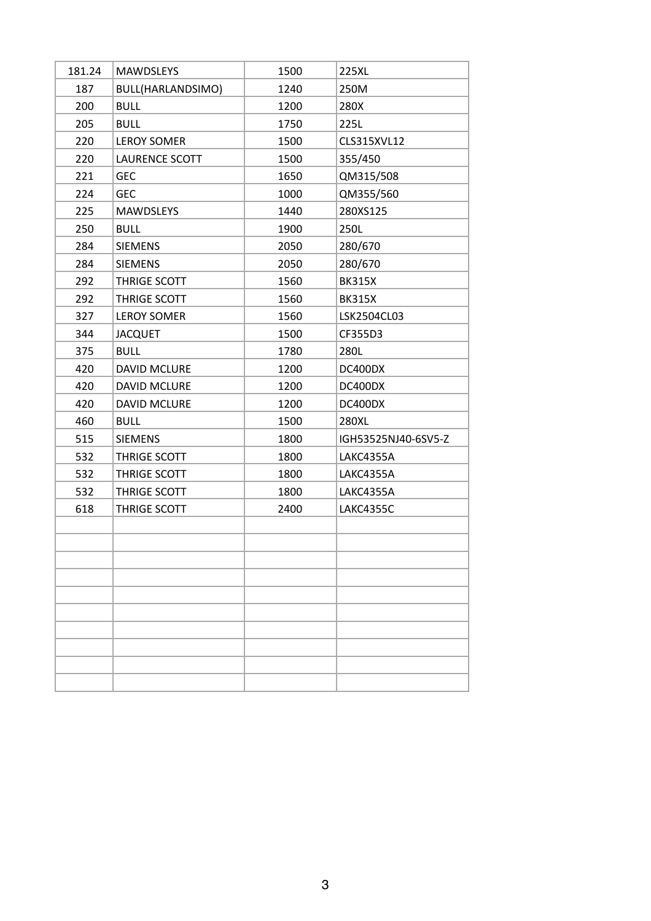| | | | |
|---|---|---|---|
| 181.24 | MAWDSLEYS | 1500 | 225XL |
| 187 | BULL(HARLANDSIMO) | 1240 | 250M |
| 200 | BULL | 1200 | 280X |
| 205 | BULL | 1750 | 225L |
| 220 | LEROY SOMER | 1500 | CLS315XVL12 |
| 220 | LAURENCE SCOTT | 1500 | 355/450 |
| 221 | GEC | 1650 | QM315/508 |
| 224 | GEC | 1000 | QM355/560 |
| 225 | MAWDSLEYS | 1440 | 280XS125 |
| 250 | BULL | 1900 | 250L |
| 284 | SIEMENS | 2050 | 280/670 |
| 284 | SIEMENS | 2050 | 280/670 |
| 292 | THRIGE SCOTT | 1560 | BK315X |
| 292 | THRIGE SCOTT | 1560 | BK315X |
| 327 | LEROY SOMER | 1560 | LSK2504CL03 |
| 344 | JACQUET | 1500 | CF355D3 |
| 375 | BULL | 1780 | 280L |
| 420 | DAVID MCLURE | 1200 | DC400DX |
| 420 | DAVID MCLURE | 1200 | DC400DX |
| 420 | DAVID MCLURE | 1200 | DC400DX |
| 460 | BULL | 1500 | 280XL |
| 515 | SIEMENS | 1800 | IGH53525NJ40-6SV5-Z |
| 532 | THRIGE SCOTT | 1800 | LAKC4355A |
| 532 | THRIGE SCOTT | 1800 | LAKC4355A |
| 532 | THRIGE SCOTT | 1800 | LAKC4355A |
| 618 | THRIGE SCOTT | 2400 | LAKC4355C |
| | | | |
| | | | |
| | | | |
| | | | |
| | | | |
| | | | |
| | | | |
| | | | |
| | | | |
| | | | |